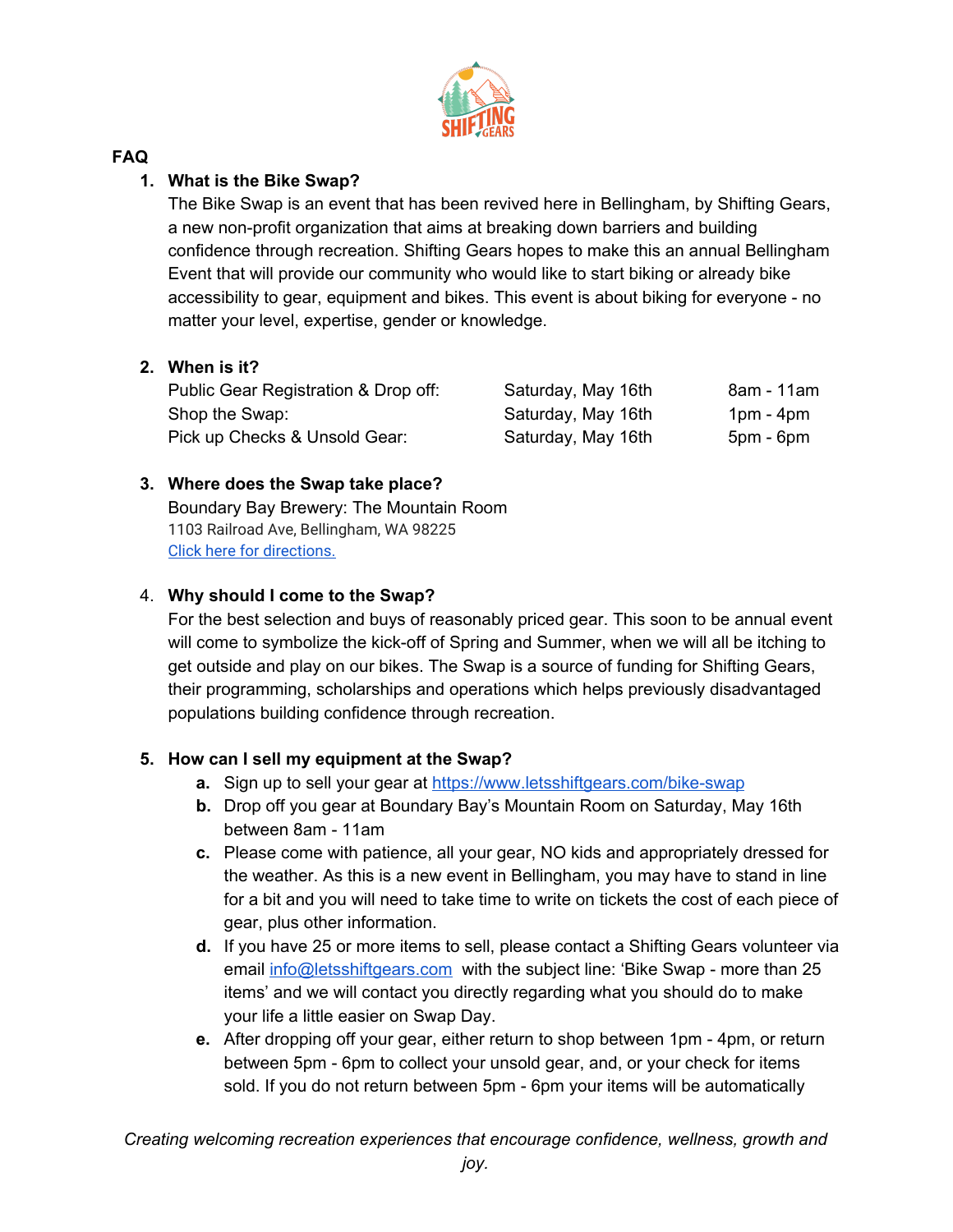## FAQ

1. **What is the Bike Swap?**
   The Bike Swap is an event that has been revived here in Bellingham, by Shifting Gears, a new non-profit organization that aims at breaking down barriers and building confidence through recreation. Shifting Gears hopes to make this an annual Bellingham Event that will provide our community who would like to start biking or already bike accessibility to gear, equipment and bikes. This event is about biking for everyone - no matter your level, expertise, gender or knowledge.

2. **When is it?**

| | | |
|---|---|---|
| Public Gear Registration & Drop off: | Saturday, May 16th | 8am - 11am |
| Shop the Swap: | Saturday, May 16th | 1pm - 4pm |
| Pick up Checks & Unsold Gear: | Saturday, May 16th | 5pm - 6pm |

3. **Where does the Swap take place?**
   Boundary Bay Brewery: The Mountain Room
   1103 Railroad Ave, Bellingham, WA 98225
   [Click here for directions.]()

4. **Why should I come to the Swap?**
   For the best selection and buys of reasonably priced gear. This soon to be annual event will come to symbolize the kick-off of Spring and Summer, when we will all be itching to get outside and play on our bikes. The Swap is a source of funding for Shifting Gears, their programming, scholarships and operations which helps previously disadvantaged populations building confidence through recreation.

5. **How can I sell my equipment at the Swap?**
   a. Sign up to sell your gear at https://www.letsshiftgears.com/bike-swap
   b. Drop off you gear at Boundary Bay's Mountain Room on Saturday, May 16th between 8am - 11am
   c. Please come with patience, all your gear, NO kids and appropriately dressed for the weather. As this is a new event in Bellingham, you may have to stand in line for a bit and you will need to take time to write on tickets the cost of each piece of gear, plus other information.
   d. If you have 25 or more items to sell, please contact a Shifting Gears volunteer via email info@letsshiftgears.com with the subject line: 'Bike Swap - more than 25 items' and we will contact you directly regarding what you should do to make your life a little easier on Swap Day.
   e. After dropping off your gear, either return to shop between 1pm - 4pm, or return between 5pm - 6pm to collect your unsold gear, and, or your check for items sold. If you do not return between 5pm - 6pm your items will be automatically

*Creating welcoming recreation experiences that encourage confidence, wellness, growth and joy.*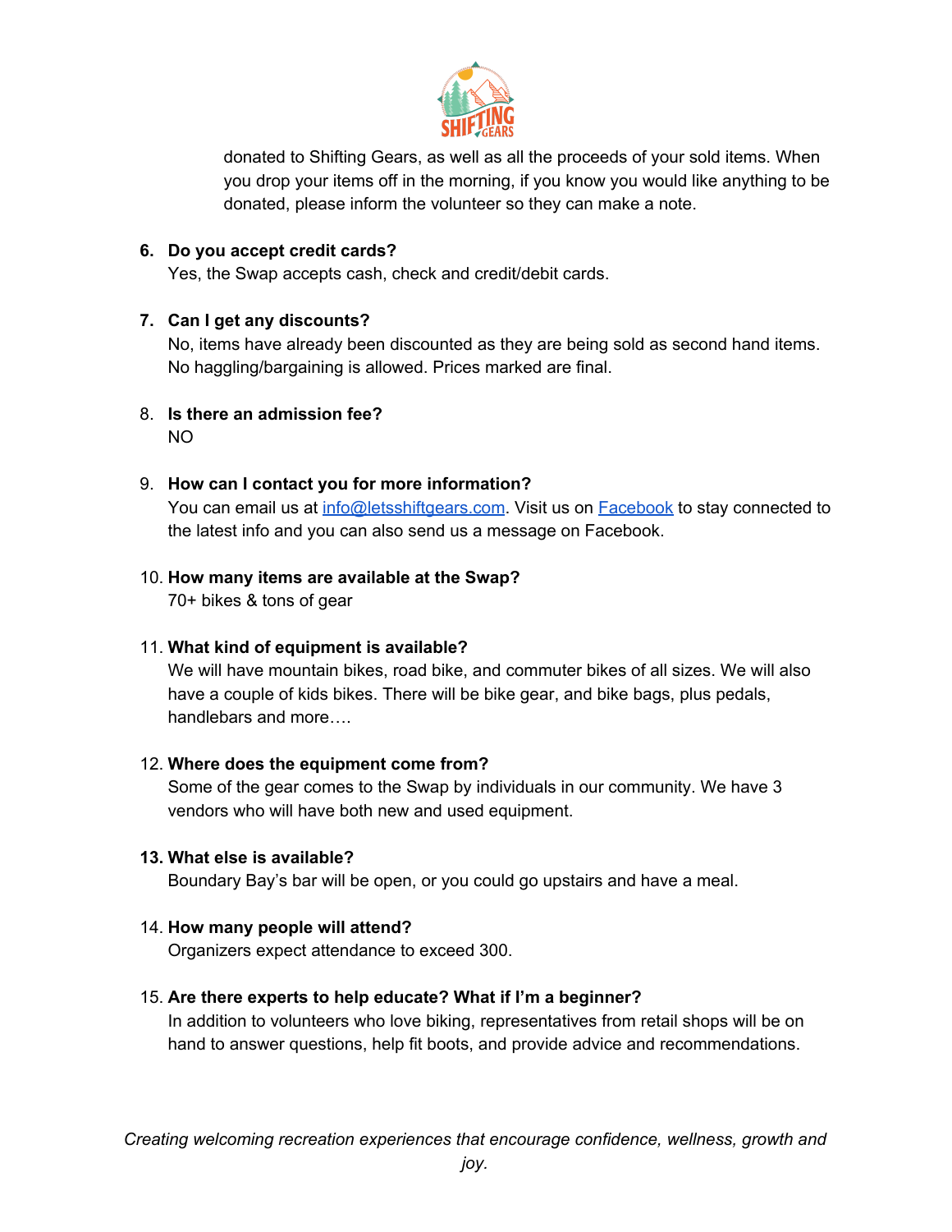donated to Shifting Gears, as well as all the proceeds of your sold items. When you drop your items off in the morning, if you know you would like anything to be donated, please inform the volunteer so they can make a note.

6. **Do you accept credit cards?**
   Yes, the Swap accepts cash, check and credit/debit cards.

7. **Can I get any discounts?**
   No, items have already been discounted as they are being sold as second hand items. No haggling/bargaining is allowed. Prices marked are final.

8. **Is there an admission fee?**
   NO

9. **How can I contact you for more information?**
   You can email us at [info@letsshiftgears.com](mailto:info@letsshiftgears.com). Visit us on [Facebook]() to stay connected to the latest info and you can also send us a message on Facebook.

10. **How many items are available at the Swap?**
    70+ bikes & tons of gear

11. **What kind of equipment is available?**
    We will have mountain bikes, road bike, and commuter bikes of all sizes. We will also have a couple of kids bikes. There will be bike gear, and bike bags, plus pedals, handlebars and more….

12. **Where does the equipment come from?**
    Some of the gear comes to the Swap by individuals in our community. We have 3 vendors who will have both new and used equipment.

13. **What else is available?**
    Boundary Bay's bar will be open, or you could go upstairs and have a meal.

14. **How many people will attend?**
    Organizers expect attendance to exceed 300.

15. **Are there experts to help educate? What if I'm a beginner?**
    In addition to volunteers who love biking, representatives from retail shops will be on hand to answer questions, help fit boots, and provide advice and recommendations.

*Creating welcoming recreation experiences that encourage confidence, wellness, growth and joy.*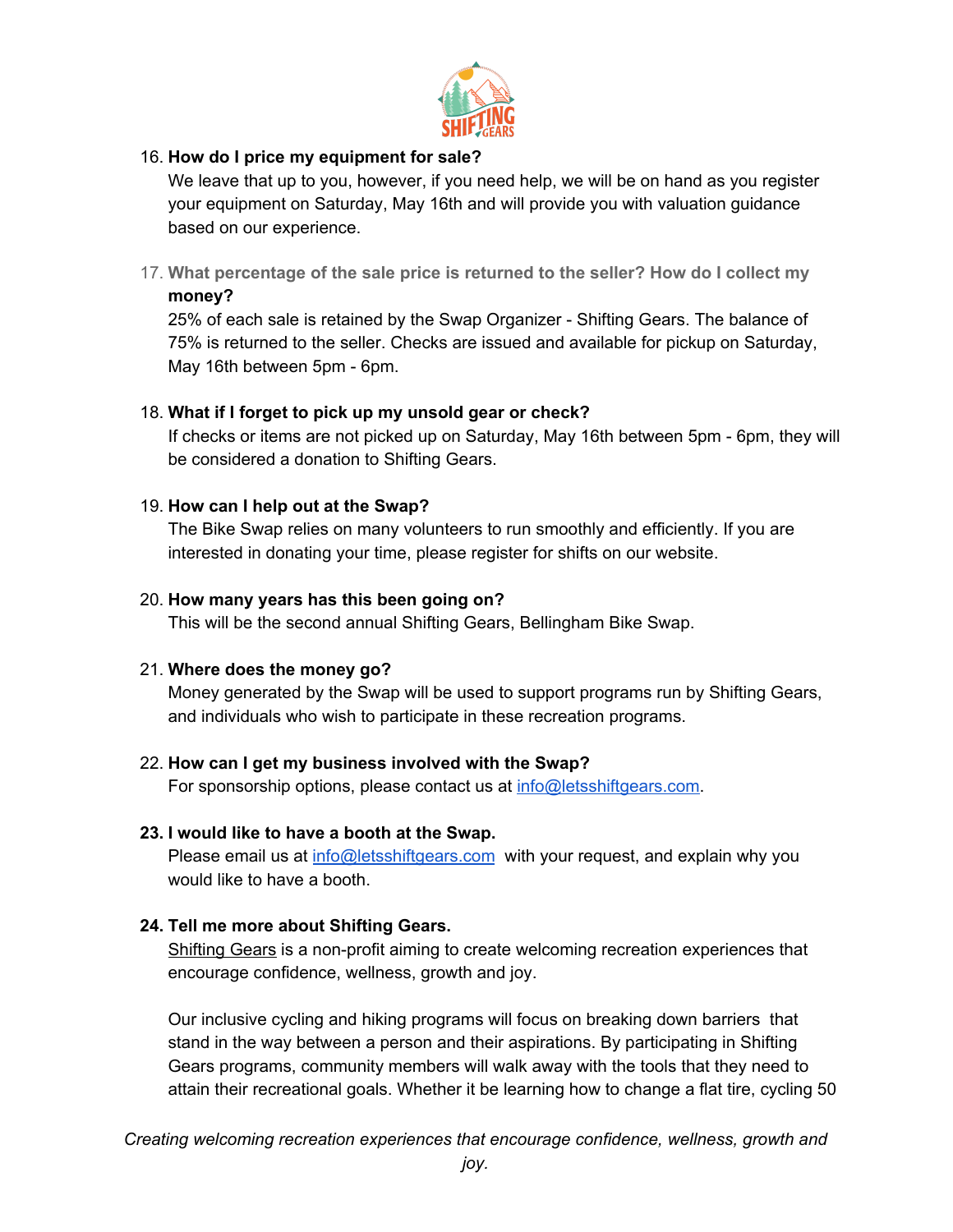16. **How do I price my equipment for sale?**
    We leave that up to you, however, if you need help, we will be on hand as you register your equipment on Saturday, May 16th and will provide you with valuation guidance based on our experience.

17. **What percentage of the sale price is returned to the seller? How do I collect my money?**
    25% of each sale is retained by the Swap Organizer - Shifting Gears. The balance of 75% is returned to the seller. Checks are issued and available for pickup on Saturday, May 16th between 5pm - 6pm.

18. **What if I forget to pick up my unsold gear or check?**
    If checks or items are not picked up on Saturday, May 16th between 5pm - 6pm, they will be considered a donation to Shifting Gears.

19. **How can I help out at the Swap?**
    The Bike Swap relies on many volunteers to run smoothly and efficiently. If you are interested in donating your time, please register for shifts on our website.

20. **How many years has this been going on?**
    This will be the second annual Shifting Gears, Bellingham Bike Swap.

21. **Where does the money go?**
    Money generated by the Swap will be used to support programs run by Shifting Gears, and individuals who wish to participate in these recreation programs.

22. **How can I get my business involved with the Swap?**
    For sponsorship options, please contact us at [info@letsshiftgears.com](mailto:info@letsshiftgears.com).

23. **I would like to have a booth at the Swap.**
    Please email us at [info@letsshiftgears.com](mailto:info@letsshiftgears.com) with your request, and explain why you would like to have a booth.

24. **Tell me more about Shifting Gears.**
    Shifting Gears is a non-profit aiming to create welcoming recreation experiences that encourage confidence, wellness, growth and joy.

    Our inclusive cycling and hiking programs will focus on breaking down barriers that stand in the way between a person and their aspirations. By participating in Shifting Gears programs, community members will walk away with the tools that they need to attain their recreational goals. Whether it be learning how to change a flat tire, cycling 50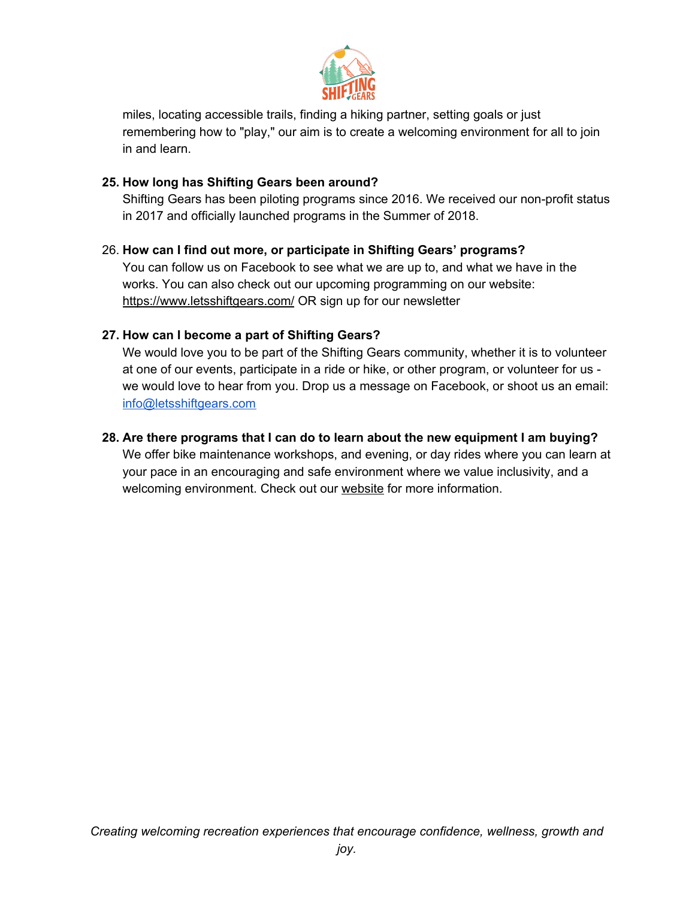miles, locating accessible trails, finding a hiking partner, setting goals or just remembering how to "play," our aim is to create a welcoming environment for all to join in and learn.

25. **How long has Shifting Gears been around?**
    Shifting Gears has been piloting programs since 2016. We received our non-profit status in 2017 and officially launched programs in the Summer of 2018.

26. **How can I find out more, or participate in Shifting Gears' programs?**
    You can follow us on Facebook to see what we are up to, and what we have in the works. You can also check out our upcoming programming on our website: https://www.letsshiftgears.com/ OR sign up for our newsletter

27. **How can I become a part of Shifting Gears?**
    We would love you to be part of the Shifting Gears community, whether it is to volunteer at one of our events, participate in a ride or hike, or other program, or volunteer for us - we would love to hear from you. Drop us a message on Facebook, or shoot us an email: info@letsshiftgears.com

28. **Are there programs that I can do to learn about the new equipment I am buying?**
    We offer bike maintenance workshops, and evening, or day rides where you can learn at your pace in an encouraging and safe environment where we value inclusivity, and a welcoming environment. Check out our website for more information.

*Creating welcoming recreation experiences that encourage confidence, wellness, growth and joy.*